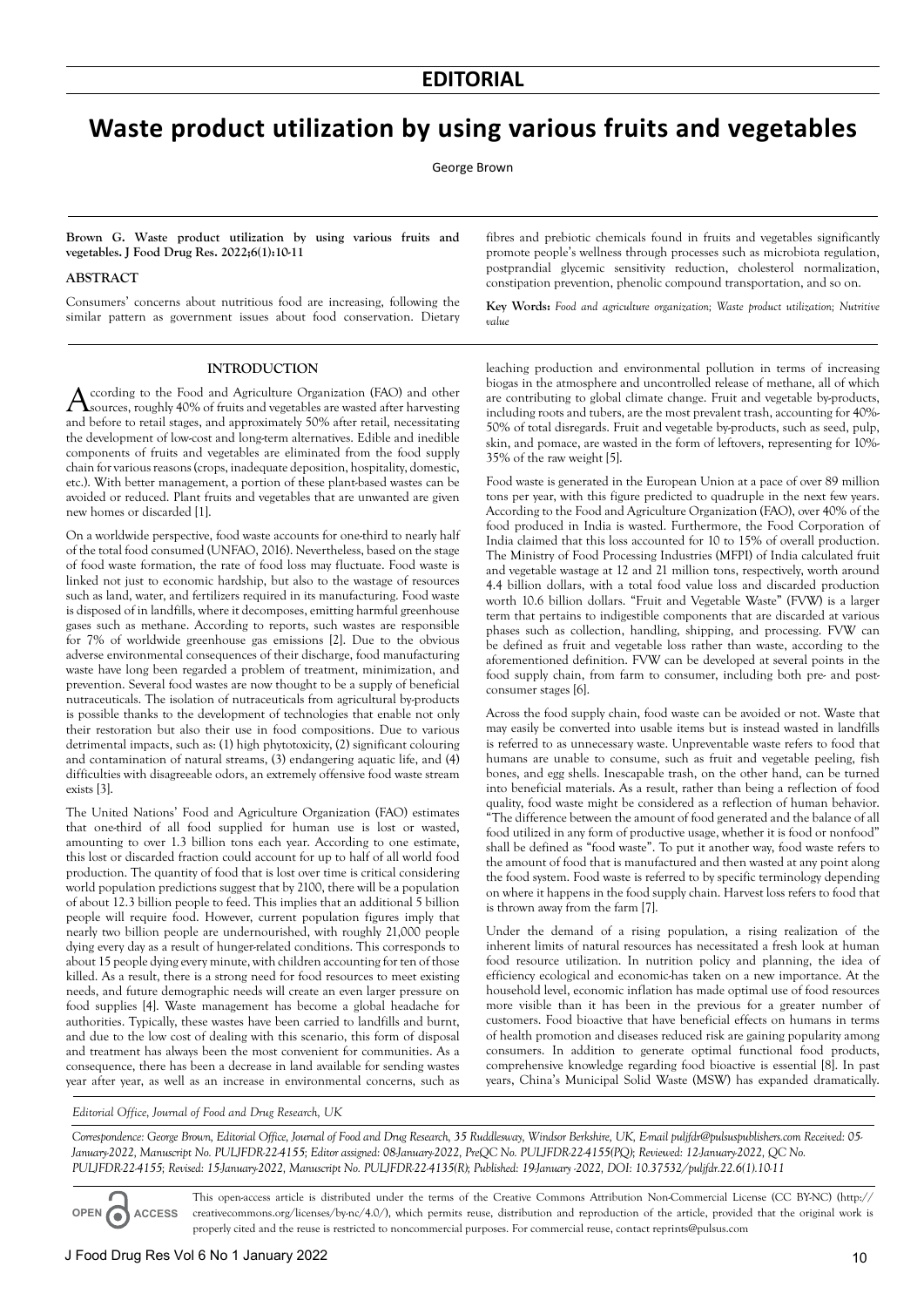## EDITORIAL

# Waste product utilization by using various fruits and vegetables

George Brown

**Brown G. Waste product utilization by using various fruits and vegetables. J Food Drug Res. 2022;6(1):10-11**

### ABSTRACT

Consumers' concerns about nutritious food are increasing, following the similar pattern as government issues about food conservation. Dietary fibres and prebiotic chemicals found in fruits and vegetables significantly promote people's wellness through processes such as microbiota regulation, postprandial glycemic sensitivity reduction, cholesterol normalization, constipation prevention, phenolic compound transportation, and so on.

**Key Words:** *Food and agriculture organization; Waste product utilization; Nutritive value*

### INTRODUCTION

According to the Food and Agriculture Organization (FAO) and other sources, roughly 40% of fruits and vegetables are wasted after harvesting and before to retail stages, and approximately 50% after retail, necessitating the development of low-cost and long-term alternatives. Edible and inedible components of fruits and vegetables are eliminated from the food supply chain for various reasons (crops, inadequate deposition, hospitality, domestic, etc.). With better management, a portion of these plant-based wastes can be avoided or reduced. Plant fruits and vegetables that are unwanted are given new homes or discarded [1].

On a worldwide perspective, food waste accounts for one-third to nearly half of the total food consumed (UNFAO, 2016). Nevertheless, based on the stage of food waste formation, the rate of food loss may fluctuate. Food waste is linked not just to economic hardship, but also to the wastage of resources such as land, water, and fertilizers required in its manufacturing. Food waste is disposed of in landfills, where it decomposes, emitting harmful greenhouse gases such as methane. According to reports, such wastes are responsible for 7% of worldwide greenhouse gas emissions [2]. Due to the obvious adverse environmental consequences of their discharge, food manufacturing waste have long been regarded a problem of treatment, minimization, and prevention. Several food wastes are now thought to be a supply of beneficial nutraceuticals. The isolation of nutraceuticals from agricultural by-products is possible thanks to the development of technologies that enable not only their restoration but also their use in food compositions. Due to various detrimental impacts, such as: (1) high phytotoxicity, (2) significant colouring and contamination of natural streams, (3) endangering aquatic life, and (4) difficulties with disagreeable odors, an extremely offensive food waste stream exists [3].

The United Nations' Food and Agriculture Organization (FAO) estimates that one-third of all food supplied for human use is lost or wasted, amounting to over 1.3 billion tons each year. According to one estimate, this lost or discarded fraction could account for up to half of all world food production. The quantity of food that is lost over time is critical considering world population predictions suggest that by 2100, there will be a population of about 12.3 billion people to feed. This implies that an additional 5 billion people will require food. However, current population figures imply that nearly two billion people are undernourished, with roughly 21,000 people dying every day as a result of hunger-related conditions. This corresponds to about 15 people dying every minute, with children accounting for ten of those killed. As a result, there is a strong need for food resources to meet existing needs, and future demographic needs will create an even larger pressure on food supplies [4]. Waste management has become a global headache for authorities. Typically, these wastes have been carried to landfills and burnt, and due to the low cost of dealing with this scenario, this form of disposal and treatment has always been the most convenient for communities. As a consequence, there has been a decrease in land available for sending wastes year after year, as well as an increase in environmental concerns, such as leaching production and environmental pollution in terms of increasing biogas in the atmosphere and uncontrolled release of methane, all of which are contributing to global climate change. Fruit and vegetable by-products, including roots and tubers, are the most prevalent trash, accounting for 40%-50% of total disregards. Fruit and vegetable by-products, such as seed, pulp, skin, and pomace, are wasted in the form of leftovers, representing for 10%-35% of the raw weight [5].

Food waste is generated in the European Union at a pace of over 89 million tons per year, with this figure predicted to quadruple in the next few years. According to the Food and Agriculture Organization (FAO), over 40% of the food produced in India is wasted. Furthermore, the Food Corporation of India claimed that this loss accounted for 10 to 15% of overall production. The Ministry of Food Processing Industries (MFPI) of India calculated fruit and vegetable wastage at 12 and 21 million tons, respectively, worth around 4.4 billion dollars, with a total food value loss and discarded production worth 10.6 billion dollars. "Fruit and Vegetable Waste" (FVW) is a larger term that pertains to indigestible components that are discarded at various phases such as collection, handling, shipping, and processing. FVW can be defined as fruit and vegetable loss rather than waste, according to the aforementioned definition. FVW can be developed at several points in the food supply chain, from farm to consumer, including both pre- and post-consumer stages [6].

Across the food supply chain, food waste can be avoided or not. Waste that may easily be converted into usable items but is instead wasted in landfills is referred to as unnecessary waste. Unpreventable waste refers to food that humans are unable to consume, such as fruit and vegetable peeling, fish bones, and egg shells. Inescapable trash, on the other hand, can be turned into beneficial materials. As a result, rather than being a reflection of food quality, food waste might be considered as a reflection of human behavior. "The difference between the amount of food generated and the balance of all food utilized in any form of productive usage, whether it is food or nonfood" shall be defined as "food waste". To put it another way, food waste refers to the amount of food that is manufactured and then wasted at any point along the food system. Food waste is referred to by specific terminology depending on where it happens in the food supply chain. Harvest loss refers to food that is thrown away from the farm [7].

Under the demand of a rising population, a rising realization of the inherent limits of natural resources has necessitated a fresh look at human food resource utilization. In nutrition policy and planning, the idea of efficiency ecological and economic-has taken on a new importance. At the household level, economic inflation has made optimal use of food resources more visible than it has been in the previous for a greater number of customers. Food bioactive that have beneficial effects on humans in terms of health promotion and diseases reduced risk are gaining popularity among consumers. In addition to generate optimal functional food products, comprehensive knowledge regarding food bioactive is essential [8]. In past years, China's Municipal Solid Waste (MSW) has expanded dramatically.

*Editorial Office, Journal of Food and Drug Research, UK*

*Correspondence: George Brown, Editorial Office, Journal of Food and Drug Research, 35 Ruddlesway, Windsor Berkshire, UK, E-mail puljfdr@pulsuspublishers.com Received: 05-January-2022, Manuscript No. PULJFDR-22-4155; Editor assigned: 08-January-2022, PreQC No. PULJFDR-22-4155(PQ); Reviewed: 12-January-2022, QC No. PULJFDR-22-4155; Revised: 15-January-2022, Manuscript No. PULJFDR-22-4135(R); Published: 19-January -2022, DOI: 10.37532/puljfdr.22.6(1).10-11*

OPEN ACCESS This open-access article is distributed under the terms of the Creative Commons Attribution Non-Commercial License (CC BY-NC) (http://creativecommons.org/licenses/by-nc/4.0/), which permits reuse, distribution and reproduction of the article, provided that the original work is properly cited and the reuse is restricted to noncommercial purposes. For commercial reuse, contact reprints@pulsus.com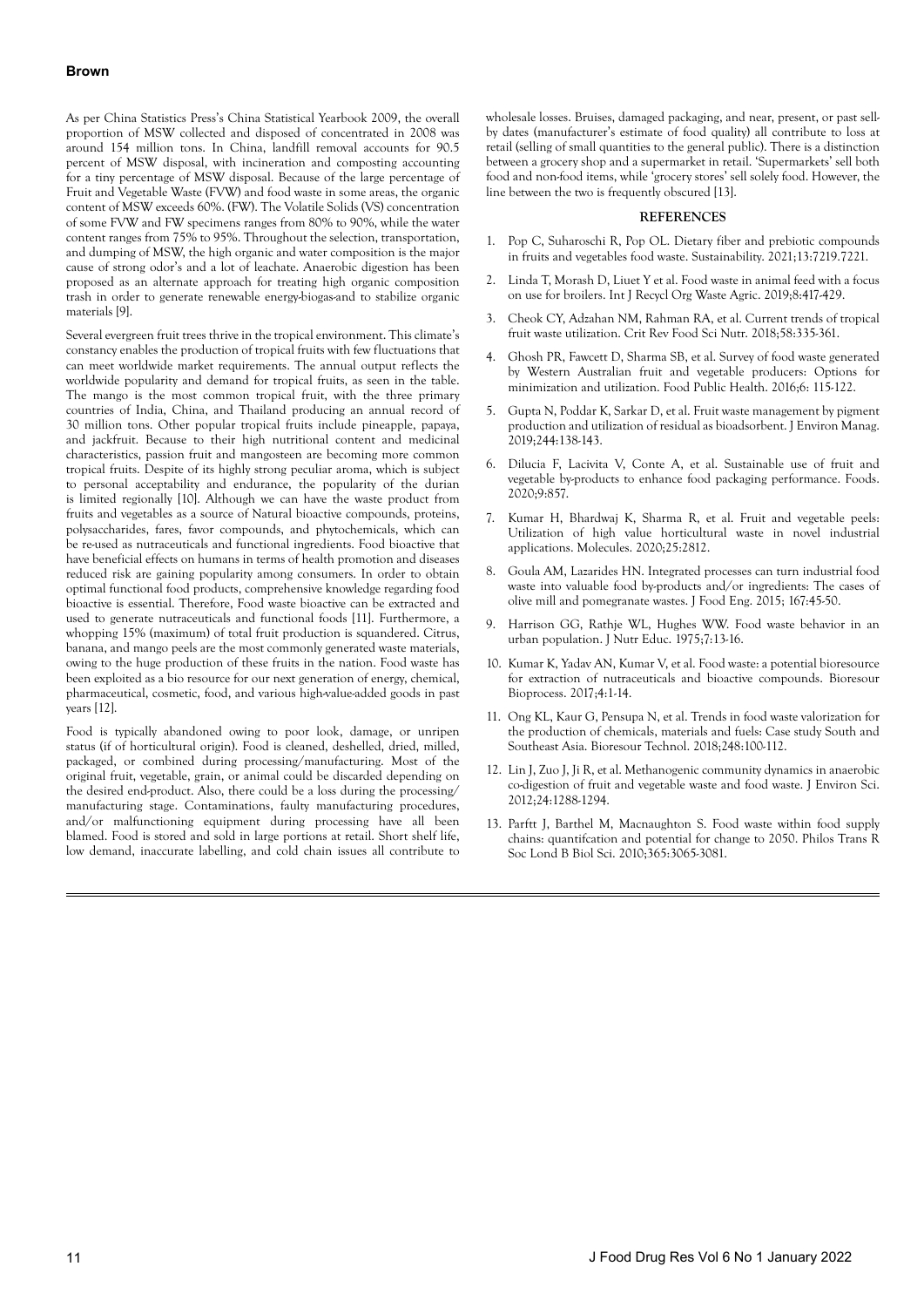As per China Statistics Press's China Statistical Yearbook 2009, the overall proportion of MSW collected and disposed of concentrated in 2008 was around 154 million tons. In China, landfill removal accounts for 90.5 percent of MSW disposal, with incineration and composting accounting for a tiny percentage of MSW disposal. Because of the large percentage of Fruit and Vegetable Waste (FVW) and food waste in some areas, the organic content of MSW exceeds 60%. (FW). The Volatile Solids (VS) concentration of some FVW and FW specimens ranges from 80% to 90%, while the water content ranges from 75% to 95%. Throughout the selection, transportation, and dumping of MSW, the high organic and water composition is the major cause of strong odor's and a lot of leachate. Anaerobic digestion has been proposed as an alternate approach for treating high organic composition trash in order to generate renewable energy-biogas-and to stabilize organic materials [9].

Several evergreen fruit trees thrive in the tropical environment. This climate's constancy enables the production of tropical fruits with few fluctuations that can meet worldwide market requirements. The annual output reflects the worldwide popularity and demand for tropical fruits, as seen in the table. The mango is the most common tropical fruit, with the three primary countries of India, China, and Thailand producing an annual record of 30 million tons. Other popular tropical fruits include pineapple, papaya, and jackfruit. Because to their high nutritional content and medicinal characteristics, passion fruit and mangosteen are becoming more common tropical fruits. Despite of its highly strong peculiar aroma, which is subject to personal acceptability and endurance, the popularity of the durian is limited regionally [10]. Although we can have the waste product from fruits and vegetables as a source of Natural bioactive compounds, proteins, polysaccharides, fares, favor compounds, and phytochemicals, which can be re-used as nutraceuticals and functional ingredients. Food bioactive that have beneficial effects on humans in terms of health promotion and diseases reduced risk are gaining popularity among consumers. In order to obtain optimal functional food products, comprehensive knowledge regarding food bioactive is essential. Therefore, Food waste bioactive can be extracted and used to generate nutraceuticals and functional foods [11]. Furthermore, a whopping 15% (maximum) of total fruit production is squandered. Citrus, banana, and mango peels are the most commonly generated waste materials, owing to the huge production of these fruits in the nation. Food waste has been exploited as a bio resource for our next generation of energy, chemical, pharmaceutical, cosmetic, food, and various high-value-added goods in past years [12].

Food is typically abandoned owing to poor look, damage, or unripen status (if of horticultural origin). Food is cleaned, deshelled, dried, milled, packaged, or combined during processing/manufacturing. Most of the original fruit, vegetable, grain, or animal could be discarded depending on the desired end-product. Also, there could be a loss during the processing/manufacturing stage. Contaminations, faulty manufacturing procedures, and/or malfunctioning equipment during processing have all been blamed. Food is stored and sold in large portions at retail. Short shelf life, low demand, inaccurate labelling, and cold chain issues all contribute to wholesale losses. Bruises, damaged packaging, and near, present, or past sell-by dates (manufacturer's estimate of food quality) all contribute to loss at retail (selling of small quantities to the general public). There is a distinction between a grocery shop and a supermarket in retail. 'Supermarkets' sell both food and non-food items, while 'grocery stores' sell solely food. However, the line between the two is frequently obscured [13].

## REFERENCES

1. Pop C, Suharoschi R, Pop OL. Dietary fiber and prebiotic compounds in fruits and vegetables food waste. Sustainability. 2021;13:7219.7221.
2. Linda T, Morash D, Liuet Y et al. Food waste in animal feed with a focus on use for broilers. Int J Recycl Org Waste Agric. 2019;8:417-429.
3. Cheok CY, Adzahan NM, Rahman RA, et al. Current trends of tropical fruit waste utilization. Crit Rev Food Sci Nutr. 2018;58:335-361.
4. Ghosh PR, Fawcett D, Sharma SB, et al. Survey of food waste generated by Western Australian fruit and vegetable producers: Options for minimization and utilization. Food Public Health. 2016;6: 115-122.
5. Gupta N, Poddar K, Sarkar D, et al. Fruit waste management by pigment production and utilization of residual as bioadsorbent. J Environ Manag. 2019;244:138-143.
6. Dilucia F, Lacivita V, Conte A, et al. Sustainable use of fruit and vegetable by-products to enhance food packaging performance. Foods. 2020;9:857.
7. Kumar H, Bhardwaj K, Sharma R, et al. Fruit and vegetable peels: Utilization of high value horticultural waste in novel industrial applications. Molecules. 2020;25:2812.
8. Goula AM, Lazarides HN. Integrated processes can turn industrial food waste into valuable food by-products and/or ingredients: The cases of olive mill and pomegranate wastes. J Food Eng. 2015; 167:45-50.
9. Harrison GG, Rathje WL, Hughes WW. Food waste behavior in an urban population. J Nutr Educ. 1975;7:13-16.
10. Kumar K, Yadav AN, Kumar V, et al. Food waste: a potential bioresource for extraction of nutraceuticals and bioactive compounds. Bioresour Bioprocess. 2017;4:1-14.
11. Ong KL, Kaur G, Pensupa N, et al. Trends in food waste valorization for the production of chemicals, materials and fuels: Case study South and Southeast Asia. Bioresour Technol. 2018;248:100-112.
12. Lin J, Zuo J, Ji R, et al. Methanogenic community dynamics in anaerobic co-digestion of fruit and vegetable waste and food waste. J Environ Sci. 2012;24:1288-1294.
13. Parftt J, Barthel M, Macnaughton S. Food waste within food supply chains: quantifcation and potential for change to 2050. Philos Trans R Soc Lond B Biol Sci. 2010;365:3065-3081.